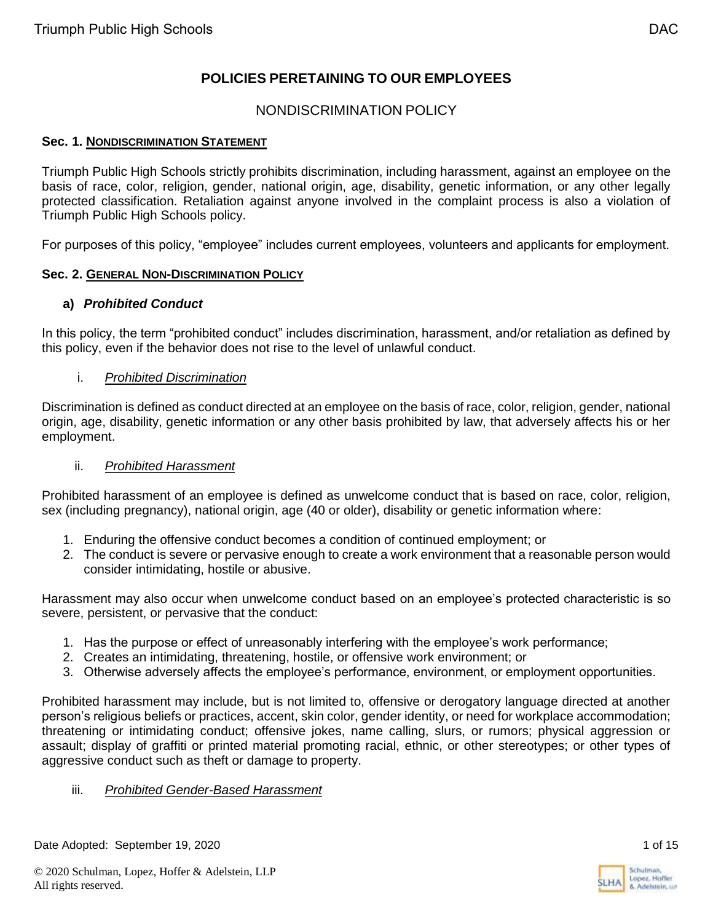# POLICIES PERETAINING TO OUR EMPLOYEES

## NONDISCRIMINATION POLICY

### Sec. 1. NONDISCRIMINATION STATEMENT

Triumph Public High Schools strictly prohibits discrimination, including harassment, against an employee on the basis of race, color, religion, gender, national origin, age, disability, genetic information, or any other legally protected classification. Retaliation against anyone involved in the complaint process is also a violation of Triumph Public High Schools policy.

For purposes of this policy, "employee" includes current employees, volunteers and applicants for employment.

### Sec. 2. GENERAL NON-DISCRIMINATION POLICY

**a) *Prohibited Conduct***

In this policy, the term "prohibited conduct" includes discrimination, harassment, and/or retaliation as defined by this policy, even if the behavior does not rise to the level of unlawful conduct.

i. *Prohibited Discrimination*

Discrimination is defined as conduct directed at an employee on the basis of race, color, religion, gender, national origin, age, disability, genetic information or any other basis prohibited by law, that adversely affects his or her employment.

ii. *Prohibited Harassment*

Prohibited harassment of an employee is defined as unwelcome conduct that is based on race, color, religion, sex (including pregnancy), national origin, age (40 or older), disability or genetic information where:

1. Enduring the offensive conduct becomes a condition of continued employment; or
2. The conduct is severe or pervasive enough to create a work environment that a reasonable person would consider intimidating, hostile or abusive.

Harassment may also occur when unwelcome conduct based on an employee's protected characteristic is so severe, persistent, or pervasive that the conduct:

1. Has the purpose or effect of unreasonably interfering with the employee's work performance;
2. Creates an intimidating, threatening, hostile, or offensive work environment; or
3. Otherwise adversely affects the employee's performance, environment, or employment opportunities.

Prohibited harassment may include, but is not limited to, offensive or derogatory language directed at another person's religious beliefs or practices, accent, skin color, gender identity, or need for workplace accommodation; threatening or intimidating conduct; offensive jokes, name calling, slurs, or rumors; physical aggression or assault; display of graffiti or printed material promoting racial, ethnic, or other stereotypes; or other types of aggressive conduct such as theft or damage to property.

iii. *Prohibited Gender-Based Harassment*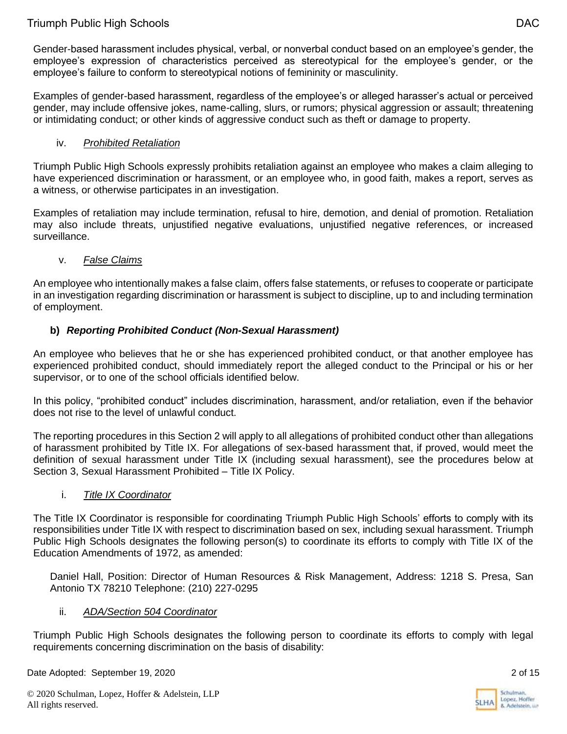Gender-based harassment includes physical, verbal, or nonverbal conduct based on an employee's gender, the employee's expression of characteristics perceived as stereotypical for the employee's gender, or the employee's failure to conform to stereotypical notions of femininity or masculinity.

Examples of gender-based harassment, regardless of the employee's or alleged harasser's actual or perceived gender, may include offensive jokes, name-calling, slurs, or rumors; physical aggression or assault; threatening or intimidating conduct; or other kinds of aggressive conduct such as theft or damage to property.

iv. ***Prohibited Retaliation***

Triumph Public High Schools expressly prohibits retaliation against an employee who makes a claim alleging to have experienced discrimination or harassment, or an employee who, in good faith, makes a report, serves as a witness, or otherwise participates in an investigation.

Examples of retaliation may include termination, refusal to hire, demotion, and denial of promotion. Retaliation may also include threats, unjustified negative evaluations, unjustified negative references, or increased surveillance.

v. ***False Claims***

An employee who intentionally makes a false claim, offers false statements, or refuses to cooperate or participate in an investigation regarding discrimination or harassment is subject to discipline, up to and including termination of employment.

### b) *Reporting Prohibited Conduct (Non-Sexual Harassment)*

An employee who believes that he or she has experienced prohibited conduct, or that another employee has experienced prohibited conduct, should immediately report the alleged conduct to the Principal or his or her supervisor, or to one of the school officials identified below.

In this policy, "prohibited conduct" includes discrimination, harassment, and/or retaliation, even if the behavior does not rise to the level of unlawful conduct.

The reporting procedures in this Section 2 will apply to all allegations of prohibited conduct other than allegations of harassment prohibited by Title IX. For allegations of sex-based harassment that, if proved, would meet the definition of sexual harassment under Title IX (including sexual harassment), see the procedures below at Section 3, Sexual Harassment Prohibited – Title IX Policy.

i. ***Title IX Coordinator***

The Title IX Coordinator is responsible for coordinating Triumph Public High Schools' efforts to comply with its responsibilities under Title IX with respect to discrimination based on sex, including sexual harassment. Triumph Public High Schools designates the following person(s) to coordinate its efforts to comply with Title IX of the Education Amendments of 1972, as amended:

> Daniel Hall, Position: Director of Human Resources & Risk Management, Address: 1218 S. Presa, San Antonio TX 78210 Telephone: (210) 227-0295

ii. ***ADA/Section 504 Coordinator***

Triumph Public High Schools designates the following person to coordinate its efforts to comply with legal requirements concerning discrimination on the basis of disability: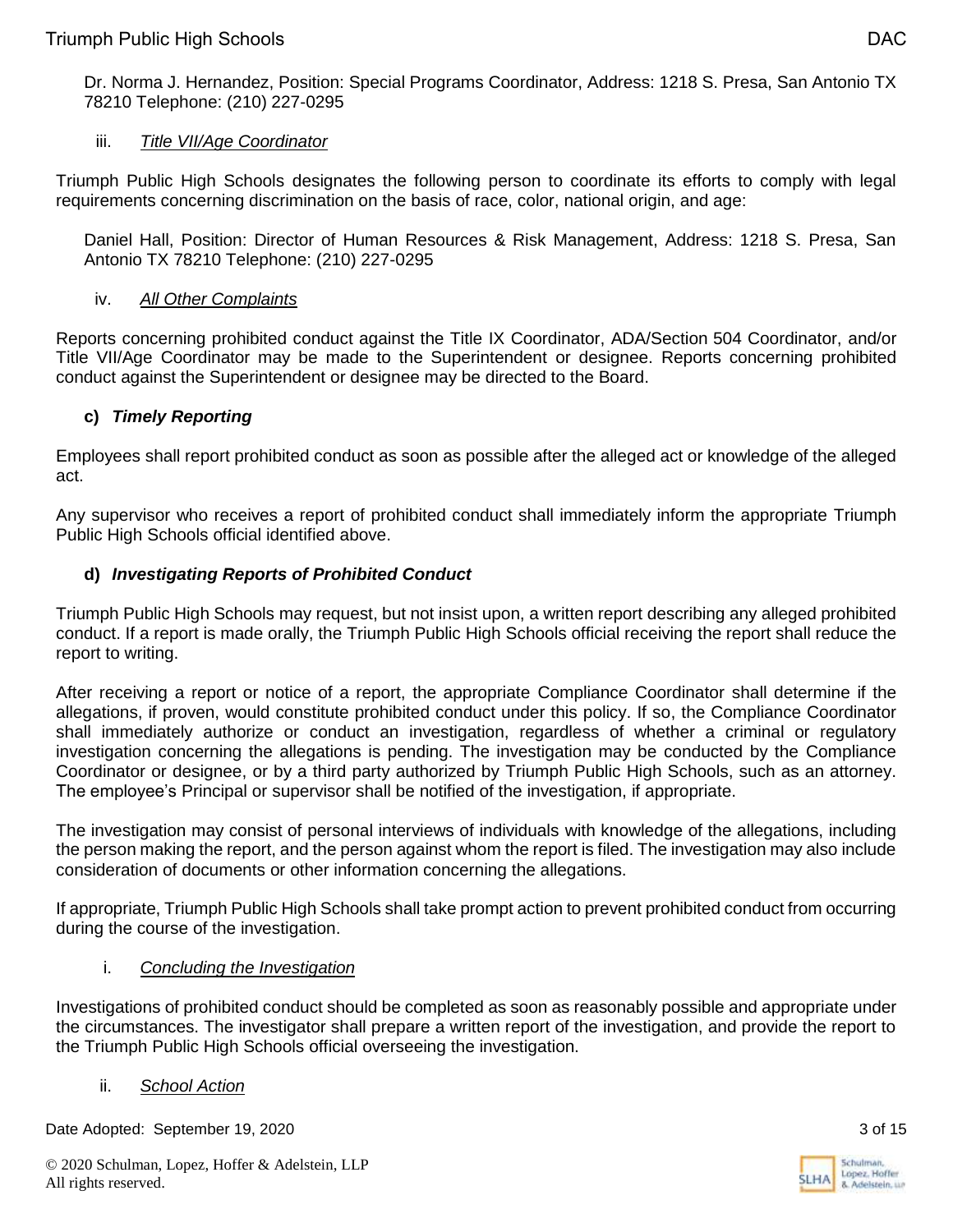Dr. Norma J. Hernandez, Position: Special Programs Coordinator, Address: 1218 S. Presa, San Antonio TX 78210 Telephone: (210) 227-0295

iii. <u>*Title VII/Age Coordinator*</u>

Triumph Public High Schools designates the following person to coordinate its efforts to comply with legal requirements concerning discrimination on the basis of race, color, national origin, and age:

Daniel Hall, Position: Director of Human Resources & Risk Management, Address: 1218 S. Presa, San Antonio TX 78210 Telephone: (210) 227-0295

iv. <u>*All Other Complaints*</u>

Reports concerning prohibited conduct against the Title IX Coordinator, ADA/Section 504 Coordinator, and/or Title VII/Age Coordinator may be made to the Superintendent or designee. Reports concerning prohibited conduct against the Superintendent or designee may be directed to the Board.

### c) *Timely Reporting*

Employees shall report prohibited conduct as soon as possible after the alleged act or knowledge of the alleged act.

Any supervisor who receives a report of prohibited conduct shall immediately inform the appropriate Triumph Public High Schools official identified above.

### d) *Investigating Reports of Prohibited Conduct*

Triumph Public High Schools may request, but not insist upon, a written report describing any alleged prohibited conduct. If a report is made orally, the Triumph Public High Schools official receiving the report shall reduce the report to writing.

After receiving a report or notice of a report, the appropriate Compliance Coordinator shall determine if the allegations, if proven, would constitute prohibited conduct under this policy. If so, the Compliance Coordinator shall immediately authorize or conduct an investigation, regardless of whether a criminal or regulatory investigation concerning the allegations is pending. The investigation may be conducted by the Compliance Coordinator or designee, or by a third party authorized by Triumph Public High Schools, such as an attorney. The employee's Principal or supervisor shall be notified of the investigation, if appropriate.

The investigation may consist of personal interviews of individuals with knowledge of the allegations, including the person making the report, and the person against whom the report is filed. The investigation may also include consideration of documents or other information concerning the allegations.

If appropriate, Triumph Public High Schools shall take prompt action to prevent prohibited conduct from occurring during the course of the investigation.

i. <u>*Concluding the Investigation*</u>

Investigations of prohibited conduct should be completed as soon as reasonably possible and appropriate under the circumstances. The investigator shall prepare a written report of the investigation, and provide the report to the Triumph Public High Schools official overseeing the investigation.

ii. <u>*School Action*</u>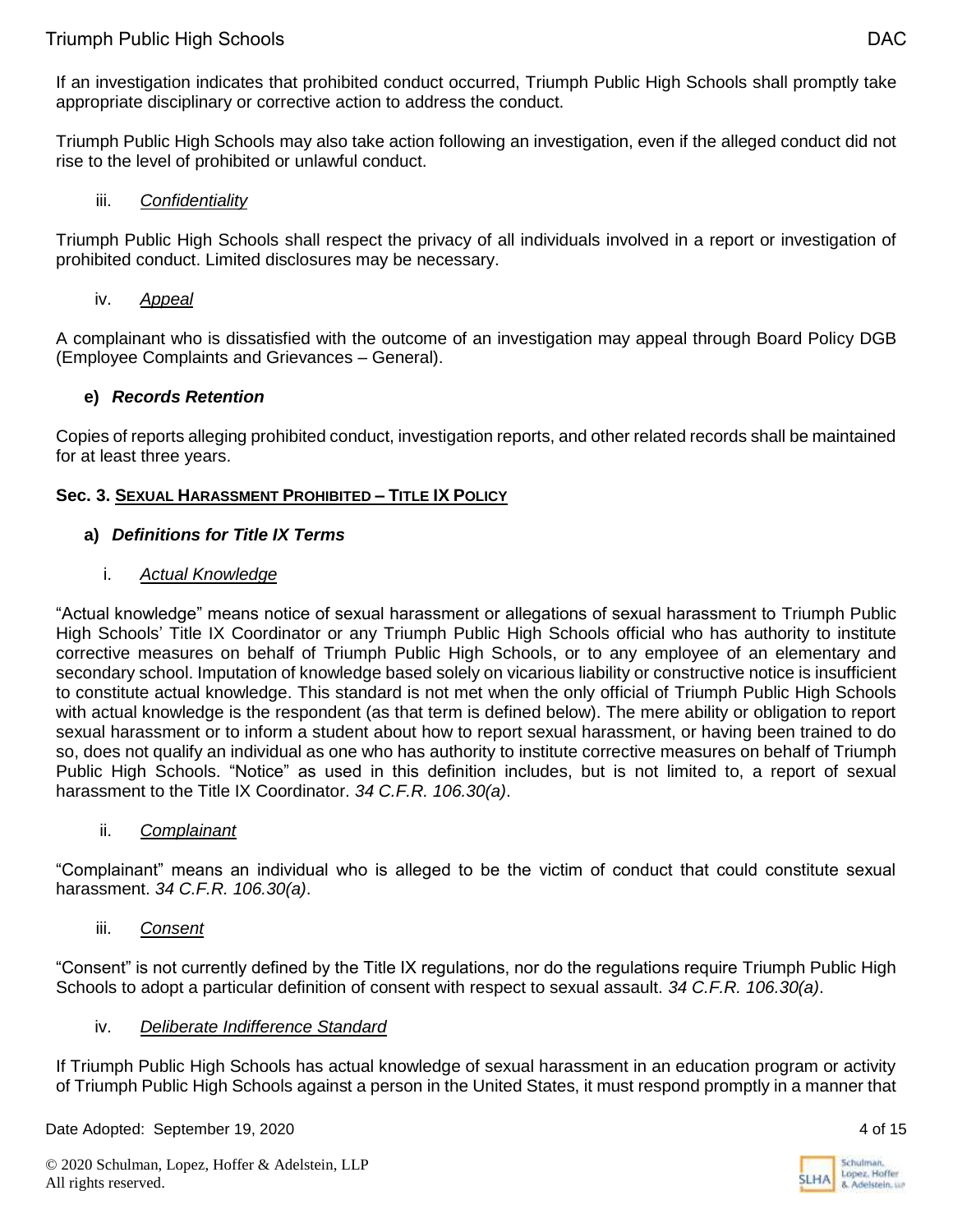If an investigation indicates that prohibited conduct occurred, Triumph Public High Schools shall promptly take appropriate disciplinary or corrective action to address the conduct.

Triumph Public High Schools may also take action following an investigation, even if the alleged conduct did not rise to the level of prohibited or unlawful conduct.

iii. *Confidentiality*

Triumph Public High Schools shall respect the privacy of all individuals involved in a report or investigation of prohibited conduct. Limited disclosures may be necessary.

iv. *Appeal*

A complainant who is dissatisfied with the outcome of an investigation may appeal through Board Policy DGB (Employee Complaints and Grievances – General).

### e) *Records Retention*

Copies of reports alleging prohibited conduct, investigation reports, and other related records shall be maintained for at least three years.

## Sec. 3. Sexual Harassment Prohibited – Title IX Policy

### a) *Definitions for Title IX Terms*

i. *Actual Knowledge*

"Actual knowledge" means notice of sexual harassment or allegations of sexual harassment to Triumph Public High Schools' Title IX Coordinator or any Triumph Public High Schools official who has authority to institute corrective measures on behalf of Triumph Public High Schools, or to any employee of an elementary and secondary school. Imputation of knowledge based solely on vicarious liability or constructive notice is insufficient to constitute actual knowledge. This standard is not met when the only official of Triumph Public High Schools with actual knowledge is the respondent (as that term is defined below). The mere ability or obligation to report sexual harassment or to inform a student about how to report sexual harassment, or having been trained to do so, does not qualify an individual as one who has authority to institute corrective measures on behalf of Triumph Public High Schools. "Notice" as used in this definition includes, but is not limited to, a report of sexual harassment to the Title IX Coordinator. *34 C.F.R. 106.30(a)*.

ii. *Complainant*

"Complainant" means an individual who is alleged to be the victim of conduct that could constitute sexual harassment. *34 C.F.R. 106.30(a)*.

iii. *Consent*

"Consent" is not currently defined by the Title IX regulations, nor do the regulations require Triumph Public High Schools to adopt a particular definition of consent with respect to sexual assault. *34 C.F.R. 106.30(a)*.

iv. *Deliberate Indifference Standard*

If Triumph Public High Schools has actual knowledge of sexual harassment in an education program or activity of Triumph Public High Schools against a person in the United States, it must respond promptly in a manner that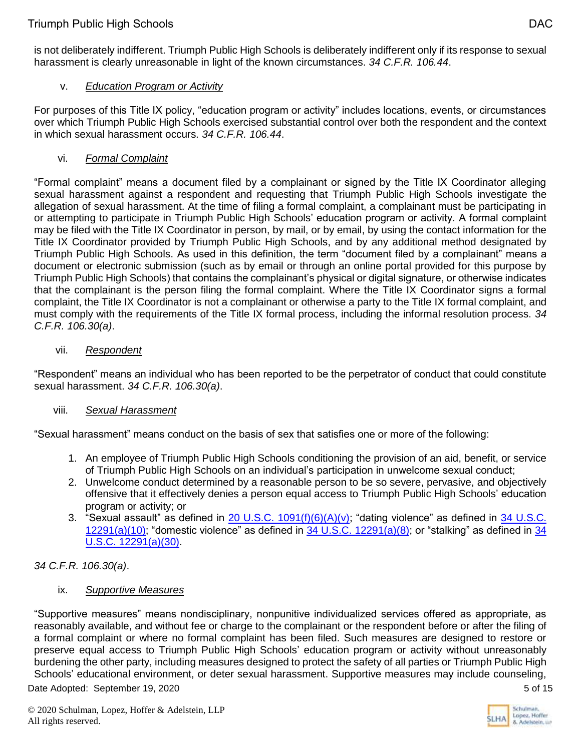is not deliberately indifferent. Triumph Public High Schools is deliberately indifferent only if its response to sexual harassment is clearly unreasonable in light of the known circumstances. *34 C.F.R. 106.44*.

v. *Education Program or Activity*

For purposes of this Title IX policy, "education program or activity" includes locations, events, or circumstances over which Triumph Public High Schools exercised substantial control over both the respondent and the context in which sexual harassment occurs. *34 C.F.R. 106.44*.

vi. *Formal Complaint*

"Formal complaint" means a document filed by a complainant or signed by the Title IX Coordinator alleging sexual harassment against a respondent and requesting that Triumph Public High Schools investigate the allegation of sexual harassment. At the time of filing a formal complaint, a complainant must be participating in or attempting to participate in Triumph Public High Schools' education program or activity. A formal complaint may be filed with the Title IX Coordinator in person, by mail, or by email, by using the contact information for the Title IX Coordinator provided by Triumph Public High Schools, and by any additional method designated by Triumph Public High Schools. As used in this definition, the term "document filed by a complainant" means a document or electronic submission (such as by email or through an online portal provided for this purpose by Triumph Public High Schools) that contains the complainant's physical or digital signature, or otherwise indicates that the complainant is the person filing the formal complaint. Where the Title IX Coordinator signs a formal complaint, the Title IX Coordinator is not a complainant or otherwise a party to the Title IX formal complaint, and must comply with the requirements of the Title IX formal process, including the informal resolution process. *34 C.F.R. 106.30(a)*.

vii. *Respondent*

"Respondent" means an individual who has been reported to be the perpetrator of conduct that could constitute sexual harassment. *34 C.F.R. 106.30(a)*.

viii. *Sexual Harassment*

"Sexual harassment" means conduct on the basis of sex that satisfies one or more of the following:

1. An employee of Triumph Public High Schools conditioning the provision of an aid, benefit, or service of Triumph Public High Schools on an individual's participation in unwelcome sexual conduct;
2. Unwelcome conduct determined by a reasonable person to be so severe, pervasive, and objectively offensive that it effectively denies a person equal access to Triumph Public High Schools' education program or activity; or
3. "Sexual assault" as defined in 20 U.S.C. 1091(f)(6)(A)(v); "dating violence" as defined in 34 U.S.C. 12291(a)(10); "domestic violence" as defined in 34 U.S.C. 12291(a)(8); or "stalking" as defined in 34 U.S.C. 12291(a)(30).

*34 C.F.R. 106.30(a)*.

ix. *Supportive Measures*

"Supportive measures" means nondisciplinary, nonpunitive individualized services offered as appropriate, as reasonably available, and without fee or charge to the complainant or the respondent before or after the filing of a formal complaint or where no formal complaint has been filed. Such measures are designed to restore or preserve equal access to Triumph Public High Schools' education program or activity without unreasonably burdening the other party, including measures designed to protect the safety of all parties or Triumph Public High Schools' educational environment, or deter sexual harassment. Supportive measures may include counseling,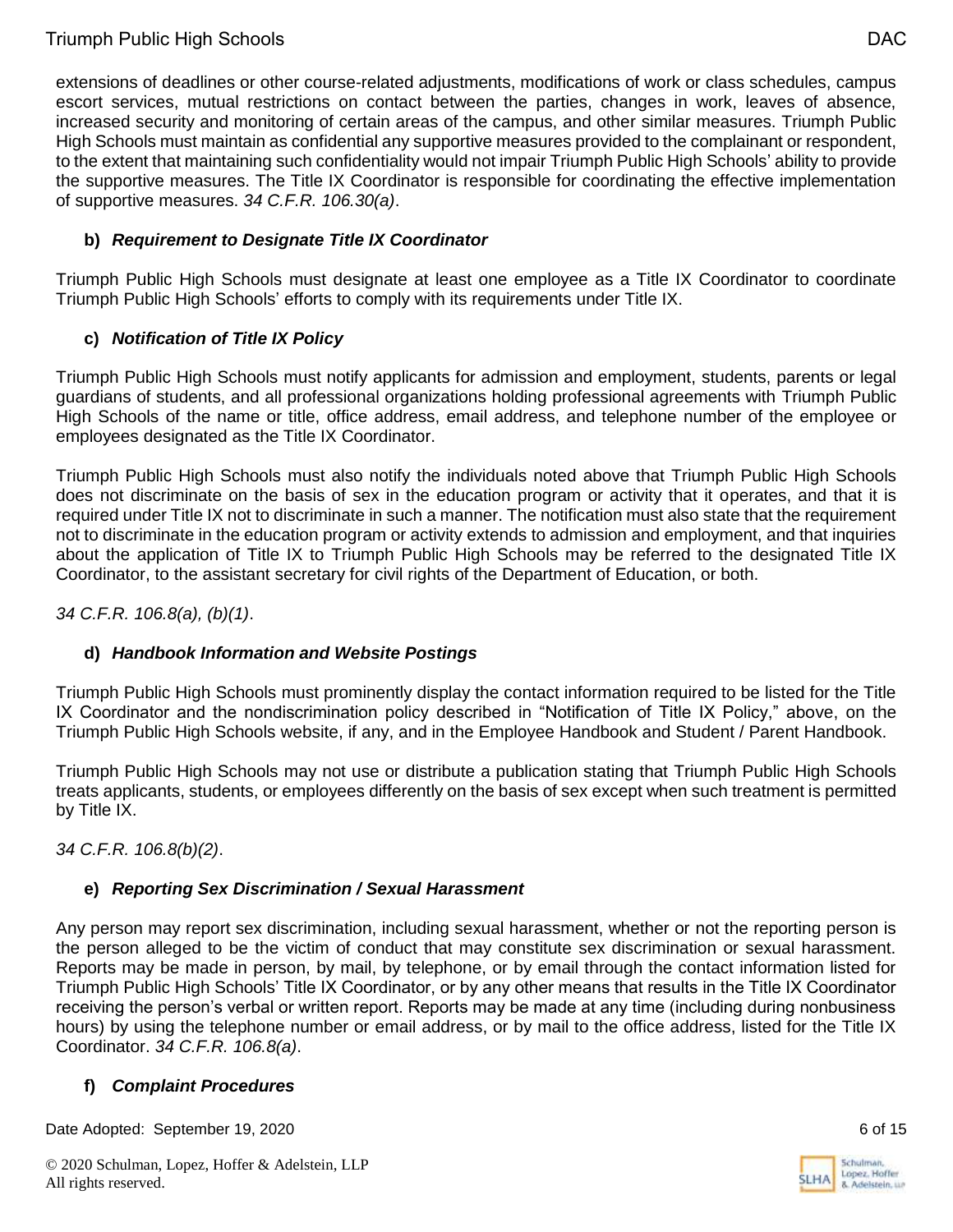extensions of deadlines or other course-related adjustments, modifications of work or class schedules, campus escort services, mutual restrictions on contact between the parties, changes in work, leaves of absence, increased security and monitoring of certain areas of the campus, and other similar measures. Triumph Public High Schools must maintain as confidential any supportive measures provided to the complainant or respondent, to the extent that maintaining such confidentiality would not impair Triumph Public High Schools' ability to provide the supportive measures. The Title IX Coordinator is responsible for coordinating the effective implementation of supportive measures. *34 C.F.R. 106.30(a)*.

**b) *Requirement to Designate Title IX Coordinator***

Triumph Public High Schools must designate at least one employee as a Title IX Coordinator to coordinate Triumph Public High Schools' efforts to comply with its requirements under Title IX.

**c) *Notification of Title IX Policy***

Triumph Public High Schools must notify applicants for admission and employment, students, parents or legal guardians of students, and all professional organizations holding professional agreements with Triumph Public High Schools of the name or title, office address, email address, and telephone number of the employee or employees designated as the Title IX Coordinator.

Triumph Public High Schools must also notify the individuals noted above that Triumph Public High Schools does not discriminate on the basis of sex in the education program or activity that it operates, and that it is required under Title IX not to discriminate in such a manner. The notification must also state that the requirement not to discriminate in the education program or activity extends to admission and employment, and that inquiries about the application of Title IX to Triumph Public High Schools may be referred to the designated Title IX Coordinator, to the assistant secretary for civil rights of the Department of Education, or both.

*34 C.F.R. 106.8(a), (b)(1)*.

**d) *Handbook Information and Website Postings***

Triumph Public High Schools must prominently display the contact information required to be listed for the Title IX Coordinator and the nondiscrimination policy described in "Notification of Title IX Policy," above, on the Triumph Public High Schools website, if any, and in the Employee Handbook and Student / Parent Handbook.

Triumph Public High Schools may not use or distribute a publication stating that Triumph Public High Schools treats applicants, students, or employees differently on the basis of sex except when such treatment is permitted by Title IX.

*34 C.F.R. 106.8(b)(2)*.

**e) *Reporting Sex Discrimination / Sexual Harassment***

Any person may report sex discrimination, including sexual harassment, whether or not the reporting person is the person alleged to be the victim of conduct that may constitute sex discrimination or sexual harassment. Reports may be made in person, by mail, by telephone, or by email through the contact information listed for Triumph Public High Schools' Title IX Coordinator, or by any other means that results in the Title IX Coordinator receiving the person's verbal or written report. Reports may be made at any time (including during nonbusiness hours) by using the telephone number or email address, or by mail to the office address, listed for the Title IX Coordinator. *34 C.F.R. 106.8(a)*.

**f) *Complaint Procedures***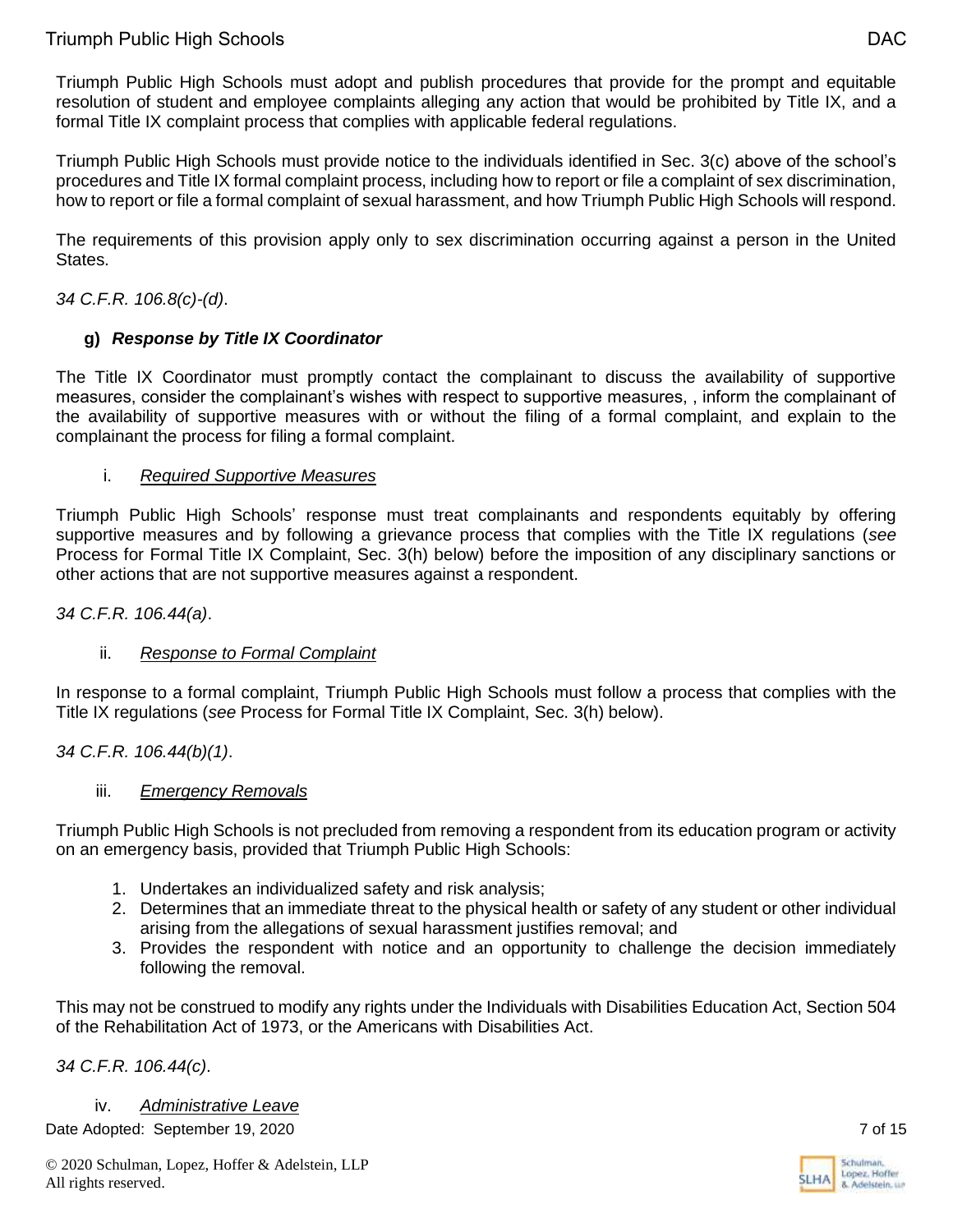Triumph Public High Schools must adopt and publish procedures that provide for the prompt and equitable resolution of student and employee complaints alleging any action that would be prohibited by Title IX, and a formal Title IX complaint process that complies with applicable federal regulations.

Triumph Public High Schools must provide notice to the individuals identified in Sec. 3(c) above of the school's procedures and Title IX formal complaint process, including how to report or file a complaint of sex discrimination, how to report or file a formal complaint of sexual harassment, and how Triumph Public High Schools will respond.

The requirements of this provision apply only to sex discrimination occurring against a person in the United States.

*34 C.F.R. 106.8(c)-(d)*.

**g) *Response by Title IX Coordinator***

The Title IX Coordinator must promptly contact the complainant to discuss the availability of supportive measures, consider the complainant's wishes with respect to supportive measures, , inform the complainant of the availability of supportive measures with or without the filing of a formal complaint, and explain to the complainant the process for filing a formal complaint.

i. *Required Supportive Measures*

Triumph Public High Schools' response must treat complainants and respondents equitably by offering supportive measures and by following a grievance process that complies with the Title IX regulations (*see* Process for Formal Title IX Complaint, Sec. 3(h) below) before the imposition of any disciplinary sanctions or other actions that are not supportive measures against a respondent.

*34 C.F.R. 106.44(a)*.

ii. *Response to Formal Complaint*

In response to a formal complaint, Triumph Public High Schools must follow a process that complies with the Title IX regulations (*see* Process for Formal Title IX Complaint, Sec. 3(h) below).

*34 C.F.R. 106.44(b)(1)*.

iii. *Emergency Removals*

Triumph Public High Schools is not precluded from removing a respondent from its education program or activity on an emergency basis, provided that Triumph Public High Schools:

1. Undertakes an individualized safety and risk analysis;
2. Determines that an immediate threat to the physical health or safety of any student or other individual arising from the allegations of sexual harassment justifies removal; and
3. Provides the respondent with notice and an opportunity to challenge the decision immediately following the removal.

This may not be construed to modify any rights under the Individuals with Disabilities Education Act, Section 504 of the Rehabilitation Act of 1973, or the Americans with Disabilities Act.

*34 C.F.R. 106.44(c)*.

iv. *Administrative Leave*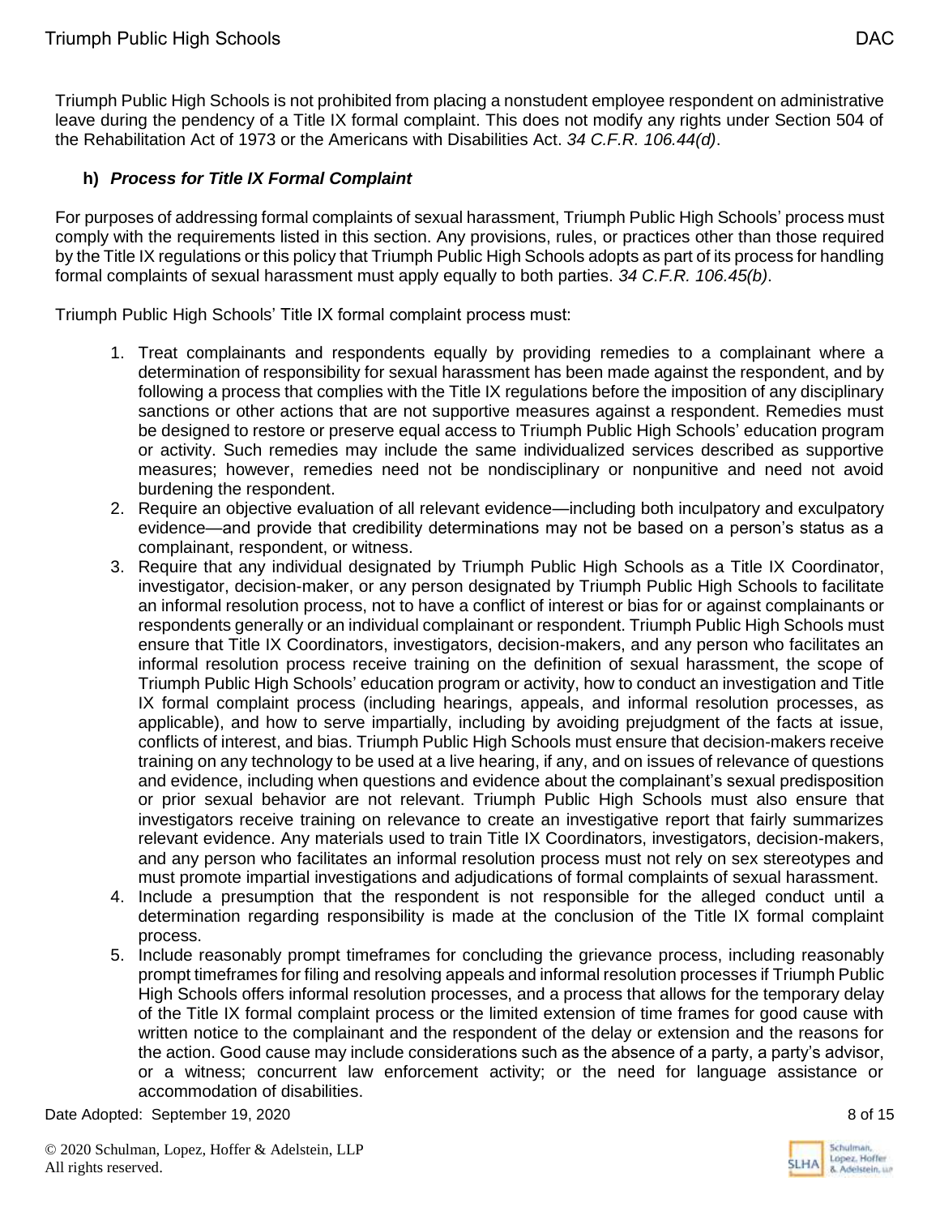Triumph Public High Schools is not prohibited from placing a nonstudent employee respondent on administrative leave during the pendency of a Title IX formal complaint. This does not modify any rights under Section 504 of the Rehabilitation Act of 1973 or the Americans with Disabilities Act. *34 C.F.R. 106.44(d)*.

### h) *Process for Title IX Formal Complaint*

For purposes of addressing formal complaints of sexual harassment, Triumph Public High Schools' process must comply with the requirements listed in this section. Any provisions, rules, or practices other than those required by the Title IX regulations or this policy that Triumph Public High Schools adopts as part of its process for handling formal complaints of sexual harassment must apply equally to both parties. *34 C.F.R. 106.45(b)*.

Triumph Public High Schools' Title IX formal complaint process must:

1. Treat complainants and respondents equally by providing remedies to a complainant where a determination of responsibility for sexual harassment has been made against the respondent, and by following a process that complies with the Title IX regulations before the imposition of any disciplinary sanctions or other actions that are not supportive measures against a respondent. Remedies must be designed to restore or preserve equal access to Triumph Public High Schools' education program or activity. Such remedies may include the same individualized services described as supportive measures; however, remedies need not be nondisciplinary or nonpunitive and need not avoid burdening the respondent.
2. Require an objective evaluation of all relevant evidence—including both inculpatory and exculpatory evidence—and provide that credibility determinations may not be based on a person's status as a complainant, respondent, or witness.
3. Require that any individual designated by Triumph Public High Schools as a Title IX Coordinator, investigator, decision-maker, or any person designated by Triumph Public High Schools to facilitate an informal resolution process, not to have a conflict of interest or bias for or against complainants or respondents generally or an individual complainant or respondent. Triumph Public High Schools must ensure that Title IX Coordinators, investigators, decision-makers, and any person who facilitates an informal resolution process receive training on the definition of sexual harassment, the scope of Triumph Public High Schools' education program or activity, how to conduct an investigation and Title IX formal complaint process (including hearings, appeals, and informal resolution processes, as applicable), and how to serve impartially, including by avoiding prejudgment of the facts at issue, conflicts of interest, and bias. Triumph Public High Schools must ensure that decision-makers receive training on any technology to be used at a live hearing, if any, and on issues of relevance of questions and evidence, including when questions and evidence about the complainant's sexual predisposition or prior sexual behavior are not relevant. Triumph Public High Schools must also ensure that investigators receive training on relevance to create an investigative report that fairly summarizes relevant evidence. Any materials used to train Title IX Coordinators, investigators, decision-makers, and any person who facilitates an informal resolution process must not rely on sex stereotypes and must promote impartial investigations and adjudications of formal complaints of sexual harassment.
4. Include a presumption that the respondent is not responsible for the alleged conduct until a determination regarding responsibility is made at the conclusion of the Title IX formal complaint process.
5. Include reasonably prompt timeframes for concluding the grievance process, including reasonably prompt timeframes for filing and resolving appeals and informal resolution processes if Triumph Public High Schools offers informal resolution processes, and a process that allows for the temporary delay of the Title IX formal complaint process or the limited extension of time frames for good cause with written notice to the complainant and the respondent of the delay or extension and the reasons for the action. Good cause may include considerations such as the absence of a party, a party's advisor, or a witness; concurrent law enforcement activity; or the need for language assistance or accommodation of disabilities.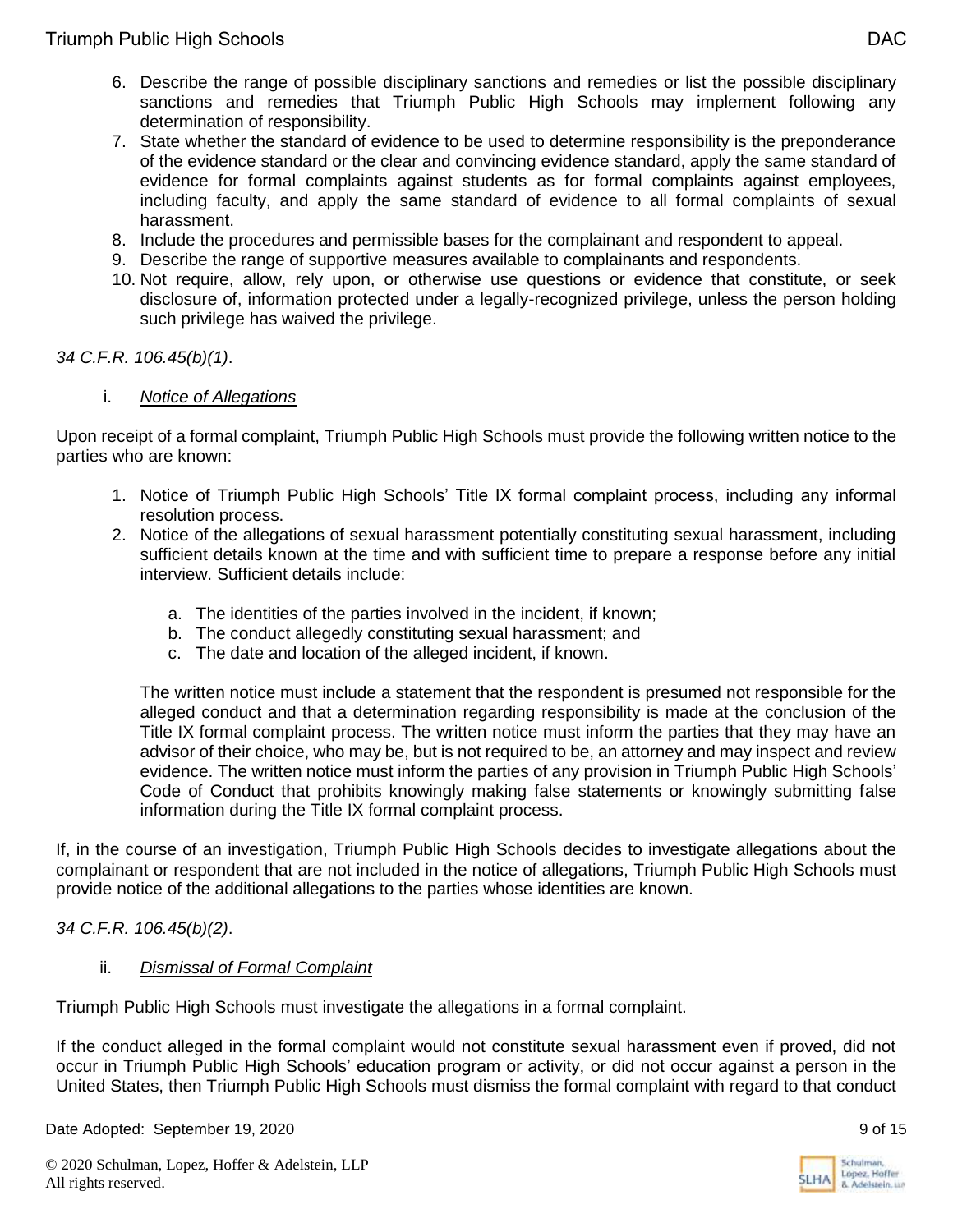6. Describe the range of possible disciplinary sanctions and remedies or list the possible disciplinary sanctions and remedies that Triumph Public High Schools may implement following any determination of responsibility.
7. State whether the standard of evidence to be used to determine responsibility is the preponderance of the evidence standard or the clear and convincing evidence standard, apply the same standard of evidence for formal complaints against students as for formal complaints against employees, including faculty, and apply the same standard of evidence to all formal complaints of sexual harassment.
8. Include the procedures and permissible bases for the complainant and respondent to appeal.
9. Describe the range of supportive measures available to complainants and respondents.
10. Not require, allow, rely upon, or otherwise use questions or evidence that constitute, or seek disclosure of, information protected under a legally-recognized privilege, unless the person holding such privilege has waived the privilege.

*34 C.F.R. 106.45(b)(1)*.

i. *Notice of Allegations*

Upon receipt of a formal complaint, Triumph Public High Schools must provide the following written notice to the parties who are known:

1. Notice of Triumph Public High Schools' Title IX formal complaint process, including any informal resolution process.
2. Notice of the allegations of sexual harassment potentially constituting sexual harassment, including sufficient details known at the time and with sufficient time to prepare a response before any initial interview. Sufficient details include:

    a. The identities of the parties involved in the incident, if known;
    b. The conduct allegedly constituting sexual harassment; and
    c. The date and location of the alleged incident, if known.

    The written notice must include a statement that the respondent is presumed not responsible for the alleged conduct and that a determination regarding responsibility is made at the conclusion of the Title IX formal complaint process. The written notice must inform the parties that they may have an advisor of their choice, who may be, but is not required to be, an attorney and may inspect and review evidence. The written notice must inform the parties of any provision in Triumph Public High Schools' Code of Conduct that prohibits knowingly making false statements or knowingly submitting false information during the Title IX formal complaint process.

If, in the course of an investigation, Triumph Public High Schools decides to investigate allegations about the complainant or respondent that are not included in the notice of allegations, Triumph Public High Schools must provide notice of the additional allegations to the parties whose identities are known.

*34 C.F.R. 106.45(b)(2)*.

ii. *Dismissal of Formal Complaint*

Triumph Public High Schools must investigate the allegations in a formal complaint.

If the conduct alleged in the formal complaint would not constitute sexual harassment even if proved, did not occur in Triumph Public High Schools' education program or activity, or did not occur against a person in the United States, then Triumph Public High Schools must dismiss the formal complaint with regard to that conduct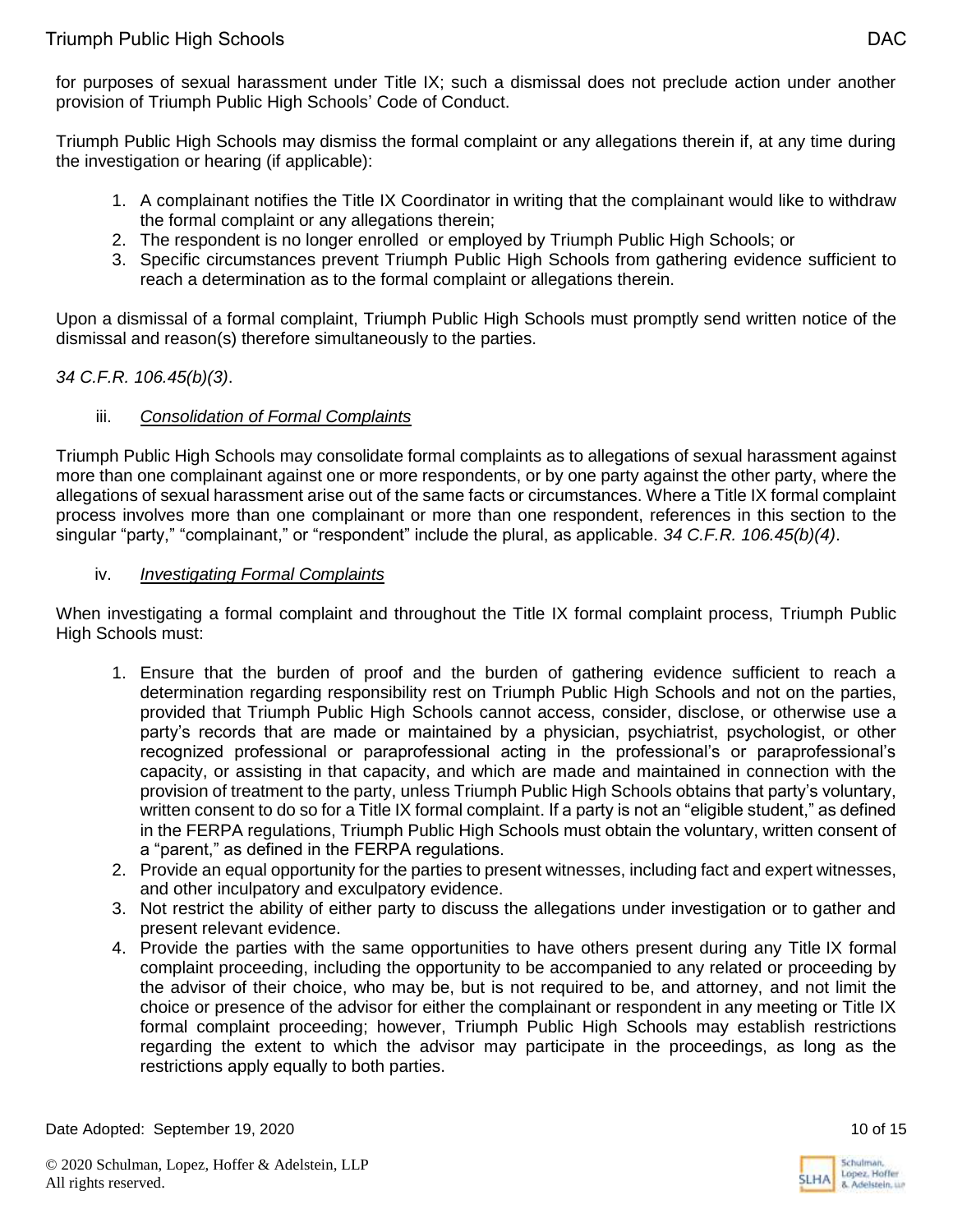for purposes of sexual harassment under Title IX; such a dismissal does not preclude action under another provision of Triumph Public High Schools' Code of Conduct.

Triumph Public High Schools may dismiss the formal complaint or any allegations therein if, at any time during the investigation or hearing (if applicable):

1. A complainant notifies the Title IX Coordinator in writing that the complainant would like to withdraw the formal complaint or any allegations therein;
2. The respondent is no longer enrolled or employed by Triumph Public High Schools; or
3. Specific circumstances prevent Triumph Public High Schools from gathering evidence sufficient to reach a determination as to the formal complaint or allegations therein.

Upon a dismissal of a formal complaint, Triumph Public High Schools must promptly send written notice of the dismissal and reason(s) therefore simultaneously to the parties.

*34 C.F.R. 106.45(b)(3)*.

iii. *Consolidation of Formal Complaints*

Triumph Public High Schools may consolidate formal complaints as to allegations of sexual harassment against more than one complainant against one or more respondents, or by one party against the other party, where the allegations of sexual harassment arise out of the same facts or circumstances. Where a Title IX formal complaint process involves more than one complainant or more than one respondent, references in this section to the singular "party," "complainant," or "respondent" include the plural, as applicable. *34 C.F.R. 106.45(b)(4)*.

iv. *Investigating Formal Complaints*

When investigating a formal complaint and throughout the Title IX formal complaint process, Triumph Public High Schools must:

1. Ensure that the burden of proof and the burden of gathering evidence sufficient to reach a determination regarding responsibility rest on Triumph Public High Schools and not on the parties, provided that Triumph Public High Schools cannot access, consider, disclose, or otherwise use a party's records that are made or maintained by a physician, psychiatrist, psychologist, or other recognized professional or paraprofessional acting in the professional's or paraprofessional's capacity, or assisting in that capacity, and which are made and maintained in connection with the provision of treatment to the party, unless Triumph Public High Schools obtains that party's voluntary, written consent to do so for a Title IX formal complaint. If a party is not an "eligible student," as defined in the FERPA regulations, Triumph Public High Schools must obtain the voluntary, written consent of a "parent," as defined in the FERPA regulations.
2. Provide an equal opportunity for the parties to present witnesses, including fact and expert witnesses, and other inculpatory and exculpatory evidence.
3. Not restrict the ability of either party to discuss the allegations under investigation or to gather and present relevant evidence.
4. Provide the parties with the same opportunities to have others present during any Title IX formal complaint proceeding, including the opportunity to be accompanied to any related or proceeding by the advisor of their choice, who may be, but is not required to be, and attorney, and not limit the choice or presence of the advisor for either the complainant or respondent in any meeting or Title IX formal complaint proceeding; however, Triumph Public High Schools may establish restrictions regarding the extent to which the advisor may participate in the proceedings, as long as the restrictions apply equally to both parties.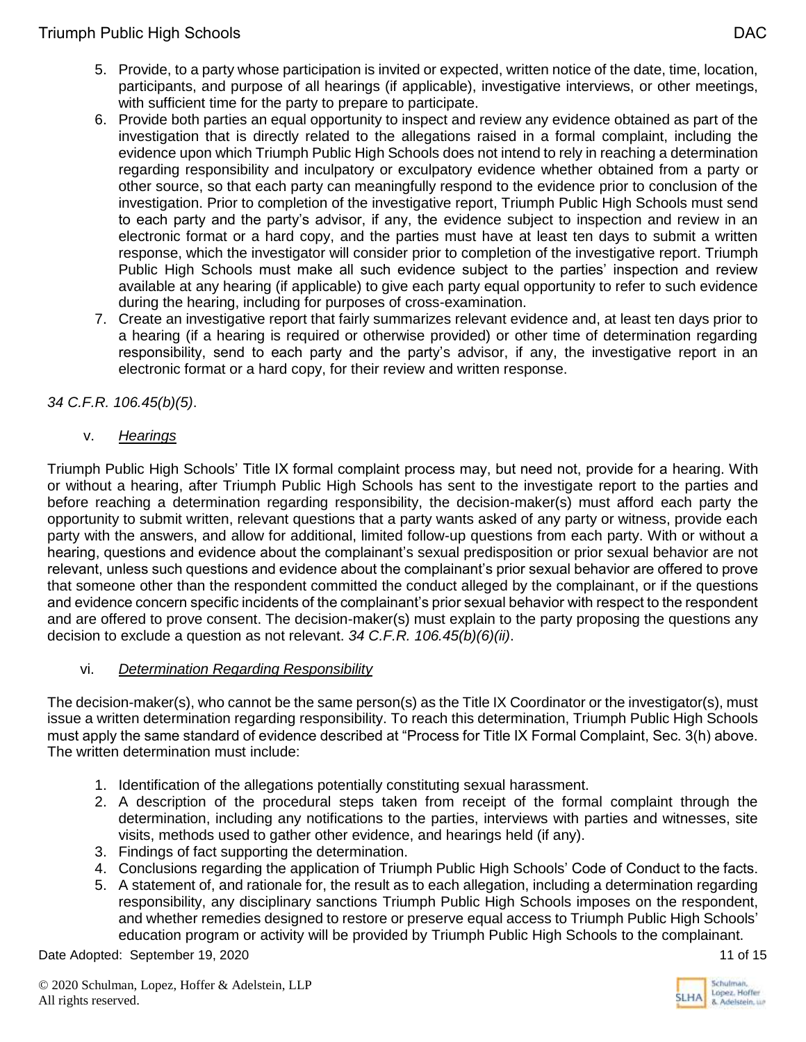5. Provide, to a party whose participation is invited or expected, written notice of the date, time, location, participants, and purpose of all hearings (if applicable), investigative interviews, or other meetings, with sufficient time for the party to prepare to participate.
6. Provide both parties an equal opportunity to inspect and review any evidence obtained as part of the investigation that is directly related to the allegations raised in a formal complaint, including the evidence upon which Triumph Public High Schools does not intend to rely in reaching a determination regarding responsibility and inculpatory or exculpatory evidence whether obtained from a party or other source, so that each party can meaningfully respond to the evidence prior to conclusion of the investigation. Prior to completion of the investigative report, Triumph Public High Schools must send to each party and the party's advisor, if any, the evidence subject to inspection and review in an electronic format or a hard copy, and the parties must have at least ten days to submit a written response, which the investigator will consider prior to completion of the investigative report. Triumph Public High Schools must make all such evidence subject to the parties' inspection and review available at any hearing (if applicable) to give each party equal opportunity to refer to such evidence during the hearing, including for purposes of cross-examination.
7. Create an investigative report that fairly summarizes relevant evidence and, at least ten days prior to a hearing (if a hearing is required or otherwise provided) or other time of determination regarding responsibility, send to each party and the party's advisor, if any, the investigative report in an electronic format or a hard copy, for their review and written response.

*34 C.F.R. 106.45(b)(5)*.

v. *Hearings*

Triumph Public High Schools' Title IX formal complaint process may, but need not, provide for a hearing. With or without a hearing, after Triumph Public High Schools has sent to the investigate report to the parties and before reaching a determination regarding responsibility, the decision-maker(s) must afford each party the opportunity to submit written, relevant questions that a party wants asked of any party or witness, provide each party with the answers, and allow for additional, limited follow-up questions from each party. With or without a hearing, questions and evidence about the complainant's sexual predisposition or prior sexual behavior are not relevant, unless such questions and evidence about the complainant's prior sexual behavior are offered to prove that someone other than the respondent committed the conduct alleged by the complainant, or if the questions and evidence concern specific incidents of the complainant's prior sexual behavior with respect to the respondent and are offered to prove consent. The decision-maker(s) must explain to the party proposing the questions any decision to exclude a question as not relevant. *34 C.F.R. 106.45(b)(6)(ii)*.

vi. *Determination Regarding Responsibility*

The decision-maker(s), who cannot be the same person(s) as the Title IX Coordinator or the investigator(s), must issue a written determination regarding responsibility. To reach this determination, Triumph Public High Schools must apply the same standard of evidence described at "Process for Title IX Formal Complaint, Sec. 3(h) above. The written determination must include:

1. Identification of the allegations potentially constituting sexual harassment.
2. A description of the procedural steps taken from receipt of the formal complaint through the determination, including any notifications to the parties, interviews with parties and witnesses, site visits, methods used to gather other evidence, and hearings held (if any).
3. Findings of fact supporting the determination.
4. Conclusions regarding the application of Triumph Public High Schools' Code of Conduct to the facts.
5. A statement of, and rationale for, the result as to each allegation, including a determination regarding responsibility, any disciplinary sanctions Triumph Public High Schools imposes on the respondent, and whether remedies designed to restore or preserve equal access to Triumph Public High Schools' education program or activity will be provided by Triumph Public High Schools to the complainant.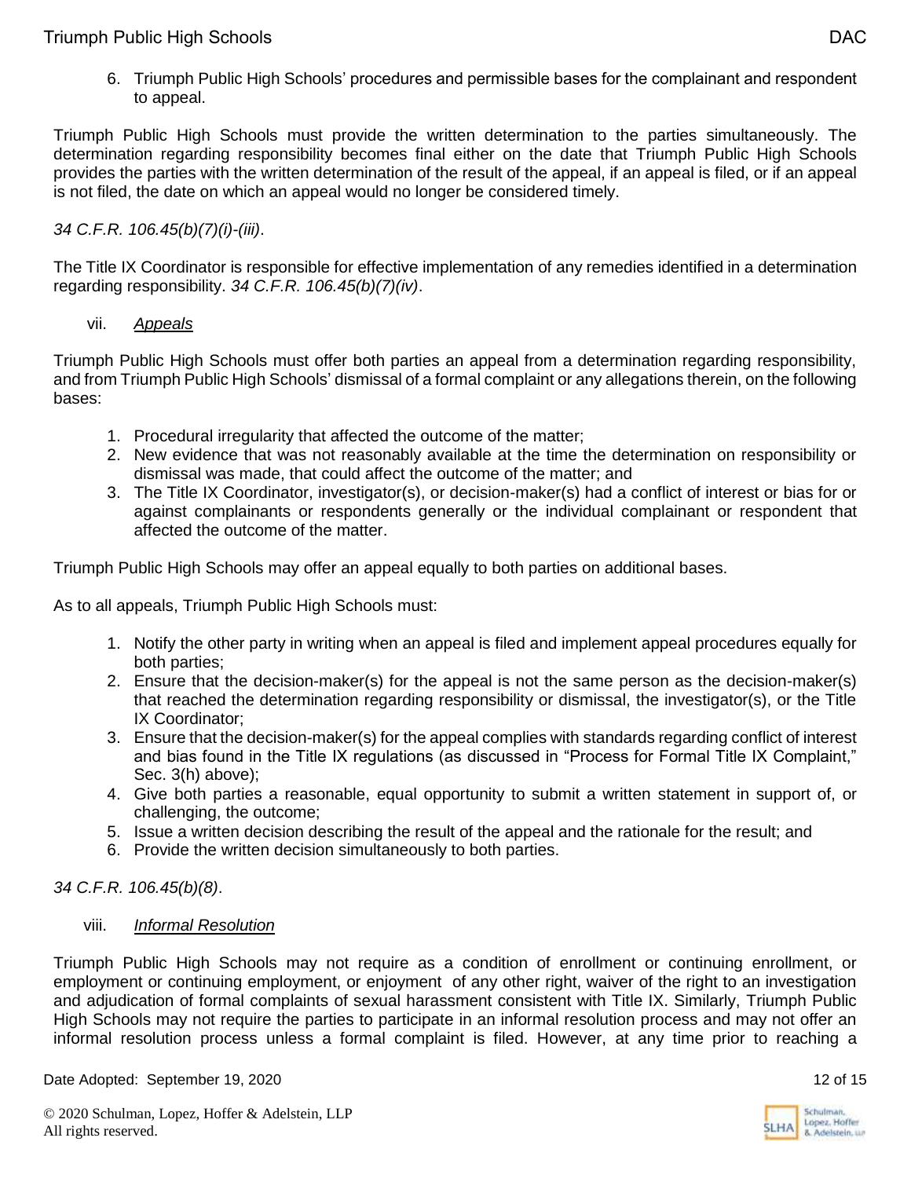6. Triumph Public High Schools' procedures and permissible bases for the complainant and respondent to appeal.

Triumph Public High Schools must provide the written determination to the parties simultaneously. The determination regarding responsibility becomes final either on the date that Triumph Public High Schools provides the parties with the written determination of the result of the appeal, if an appeal is filed, or if an appeal is not filed, the date on which an appeal would no longer be considered timely.

*34 C.F.R. 106.45(b)(7)(i)-(iii)*.

The Title IX Coordinator is responsible for effective implementation of any remedies identified in a determination regarding responsibility. *34 C.F.R. 106.45(b)(7)(iv)*.

vii. *Appeals*

Triumph Public High Schools must offer both parties an appeal from a determination regarding responsibility, and from Triumph Public High Schools' dismissal of a formal complaint or any allegations therein, on the following bases:

1. Procedural irregularity that affected the outcome of the matter;
2. New evidence that was not reasonably available at the time the determination on responsibility or dismissal was made, that could affect the outcome of the matter; and
3. The Title IX Coordinator, investigator(s), or decision-maker(s) had a conflict of interest or bias for or against complainants or respondents generally or the individual complainant or respondent that affected the outcome of the matter.

Triumph Public High Schools may offer an appeal equally to both parties on additional bases.

As to all appeals, Triumph Public High Schools must:

1. Notify the other party in writing when an appeal is filed and implement appeal procedures equally for both parties;
2. Ensure that the decision-maker(s) for the appeal is not the same person as the decision-maker(s) that reached the determination regarding responsibility or dismissal, the investigator(s), or the Title IX Coordinator;
3. Ensure that the decision-maker(s) for the appeal complies with standards regarding conflict of interest and bias found in the Title IX regulations (as discussed in "Process for Formal Title IX Complaint," Sec. 3(h) above);
4. Give both parties a reasonable, equal opportunity to submit a written statement in support of, or challenging, the outcome;
5. Issue a written decision describing the result of the appeal and the rationale for the result; and
6. Provide the written decision simultaneously to both parties.

*34 C.F.R. 106.45(b)(8)*.

viii. *Informal Resolution*

Triumph Public High Schools may not require as a condition of enrollment or continuing enrollment, or employment or continuing employment, or enjoyment of any other right, waiver of the right to an investigation and adjudication of formal complaints of sexual harassment consistent with Title IX. Similarly, Triumph Public High Schools may not require the parties to participate in an informal resolution process and may not offer an informal resolution process unless a formal complaint is filed. However, at any time prior to reaching a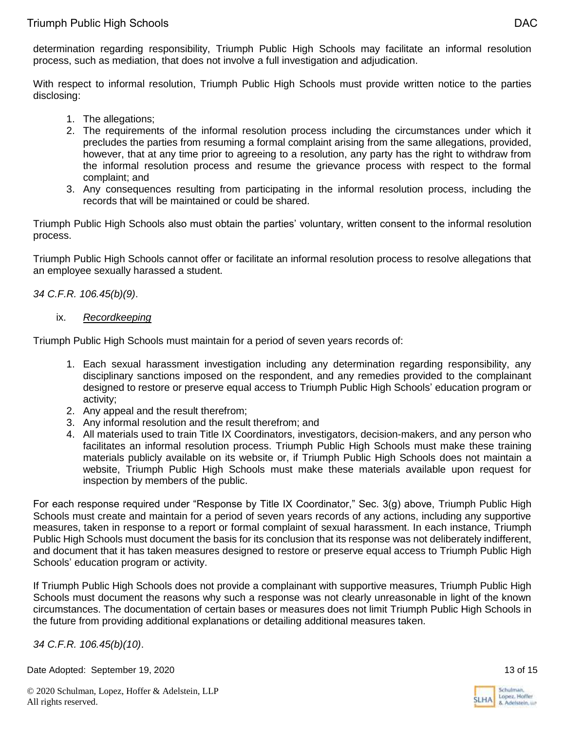determination regarding responsibility, Triumph Public High Schools may facilitate an informal resolution process, such as mediation, that does not involve a full investigation and adjudication.

With respect to informal resolution, Triumph Public High Schools must provide written notice to the parties disclosing:

1. The allegations;
2. The requirements of the informal resolution process including the circumstances under which it precludes the parties from resuming a formal complaint arising from the same allegations, provided, however, that at any time prior to agreeing to a resolution, any party has the right to withdraw from the informal resolution process and resume the grievance process with respect to the formal complaint; and
3. Any consequences resulting from participating in the informal resolution process, including the records that will be maintained or could be shared.

Triumph Public High Schools also must obtain the parties' voluntary, written consent to the informal resolution process.

Triumph Public High Schools cannot offer or facilitate an informal resolution process to resolve allegations that an employee sexually harassed a student.

*34 C.F.R. 106.45(b)(9)*.

ix. *Recordkeeping*

Triumph Public High Schools must maintain for a period of seven years records of:

1. Each sexual harassment investigation including any determination regarding responsibility, any disciplinary sanctions imposed on the respondent, and any remedies provided to the complainant designed to restore or preserve equal access to Triumph Public High Schools' education program or activity;
2. Any appeal and the result therefrom;
3. Any informal resolution and the result therefrom; and
4. All materials used to train Title IX Coordinators, investigators, decision-makers, and any person who facilitates an informal resolution process. Triumph Public High Schools must make these training materials publicly available on its website or, if Triumph Public High Schools does not maintain a website, Triumph Public High Schools must make these materials available upon request for inspection by members of the public.

For each response required under "Response by Title IX Coordinator," Sec. 3(g) above, Triumph Public High Schools must create and maintain for a period of seven years records of any actions, including any supportive measures, taken in response to a report or formal complaint of sexual harassment. In each instance, Triumph Public High Schools must document the basis for its conclusion that its response was not deliberately indifferent, and document that it has taken measures designed to restore or preserve equal access to Triumph Public High Schools' education program or activity.

If Triumph Public High Schools does not provide a complainant with supportive measures, Triumph Public High Schools must document the reasons why such a response was not clearly unreasonable in light of the known circumstances. The documentation of certain bases or measures does not limit Triumph Public High Schools in the future from providing additional explanations or detailing additional measures taken.

*34 C.F.R. 106.45(b)(10)*.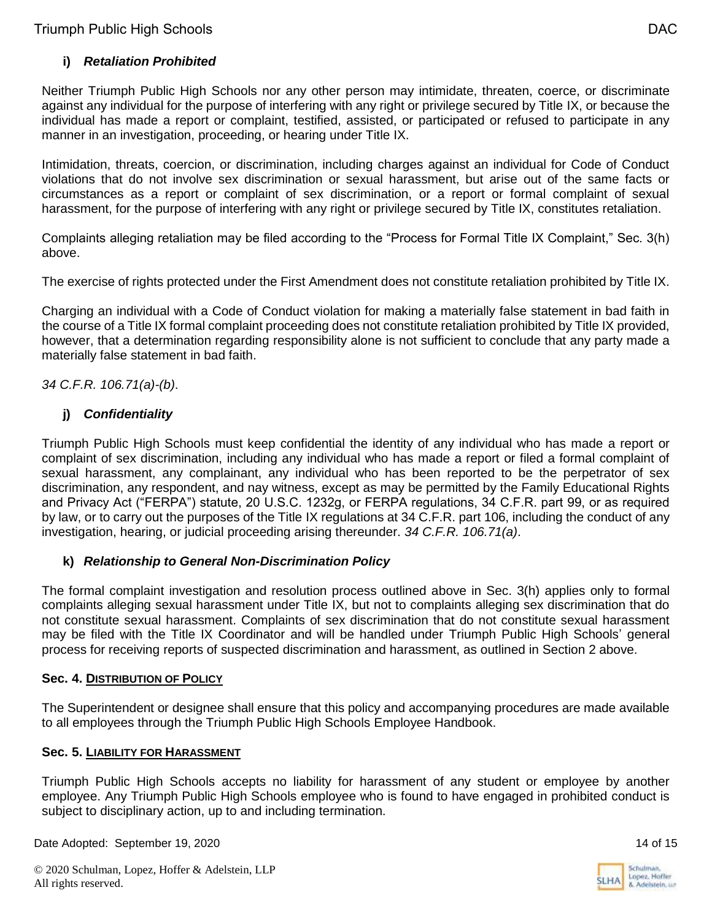### i) *Retaliation Prohibited*

Neither Triumph Public High Schools nor any other person may intimidate, threaten, coerce, or discriminate against any individual for the purpose of interfering with any right or privilege secured by Title IX, or because the individual has made a report or complaint, testified, assisted, or participated or refused to participate in any manner in an investigation, proceeding, or hearing under Title IX.

Intimidation, threats, coercion, or discrimination, including charges against an individual for Code of Conduct violations that do not involve sex discrimination or sexual harassment, but arise out of the same facts or circumstances as a report or complaint of sex discrimination, or a report or formal complaint of sexual harassment, for the purpose of interfering with any right or privilege secured by Title IX, constitutes retaliation.

Complaints alleging retaliation may be filed according to the "Process for Formal Title IX Complaint," Sec. 3(h) above.

The exercise of rights protected under the First Amendment does not constitute retaliation prohibited by Title IX.

Charging an individual with a Code of Conduct violation for making a materially false statement in bad faith in the course of a Title IX formal complaint proceeding does not constitute retaliation prohibited by Title IX provided, however, that a determination regarding responsibility alone is not sufficient to conclude that any party made a materially false statement in bad faith.

*34 C.F.R. 106.71(a)-(b)*.

### j) *Confidentiality*

Triumph Public High Schools must keep confidential the identity of any individual who has made a report or complaint of sex discrimination, including any individual who has made a report or filed a formal complaint of sexual harassment, any complainant, any individual who has been reported to be the perpetrator of sex discrimination, any respondent, and nay witness, except as may be permitted by the Family Educational Rights and Privacy Act ("FERPA") statute, 20 U.S.C. 1232g, or FERPA regulations, 34 C.F.R. part 99, or as required by law, or to carry out the purposes of the Title IX regulations at 34 C.F.R. part 106, including the conduct of any investigation, hearing, or judicial proceeding arising thereunder. *34 C.F.R. 106.71(a)*.

### k) *Relationship to General Non-Discrimination Policy*

The formal complaint investigation and resolution process outlined above in Sec. 3(h) applies only to formal complaints alleging sexual harassment under Title IX, but not to complaints alleging sex discrimination that do not constitute sexual harassment. Complaints of sex discrimination that do not constitute sexual harassment may be filed with the Title IX Coordinator and will be handled under Triumph Public High Schools' general process for receiving reports of suspected discrimination and harassment, as outlined in Section 2 above.

## Sec. 4. DISTRIBUTION OF POLICY

The Superintendent or designee shall ensure that this policy and accompanying procedures are made available to all employees through the Triumph Public High Schools Employee Handbook.

## Sec. 5. LIABILITY FOR HARASSMENT

Triumph Public High Schools accepts no liability for harassment of any student or employee by another employee. Any Triumph Public High Schools employee who is found to have engaged in prohibited conduct is subject to disciplinary action, up to and including termination.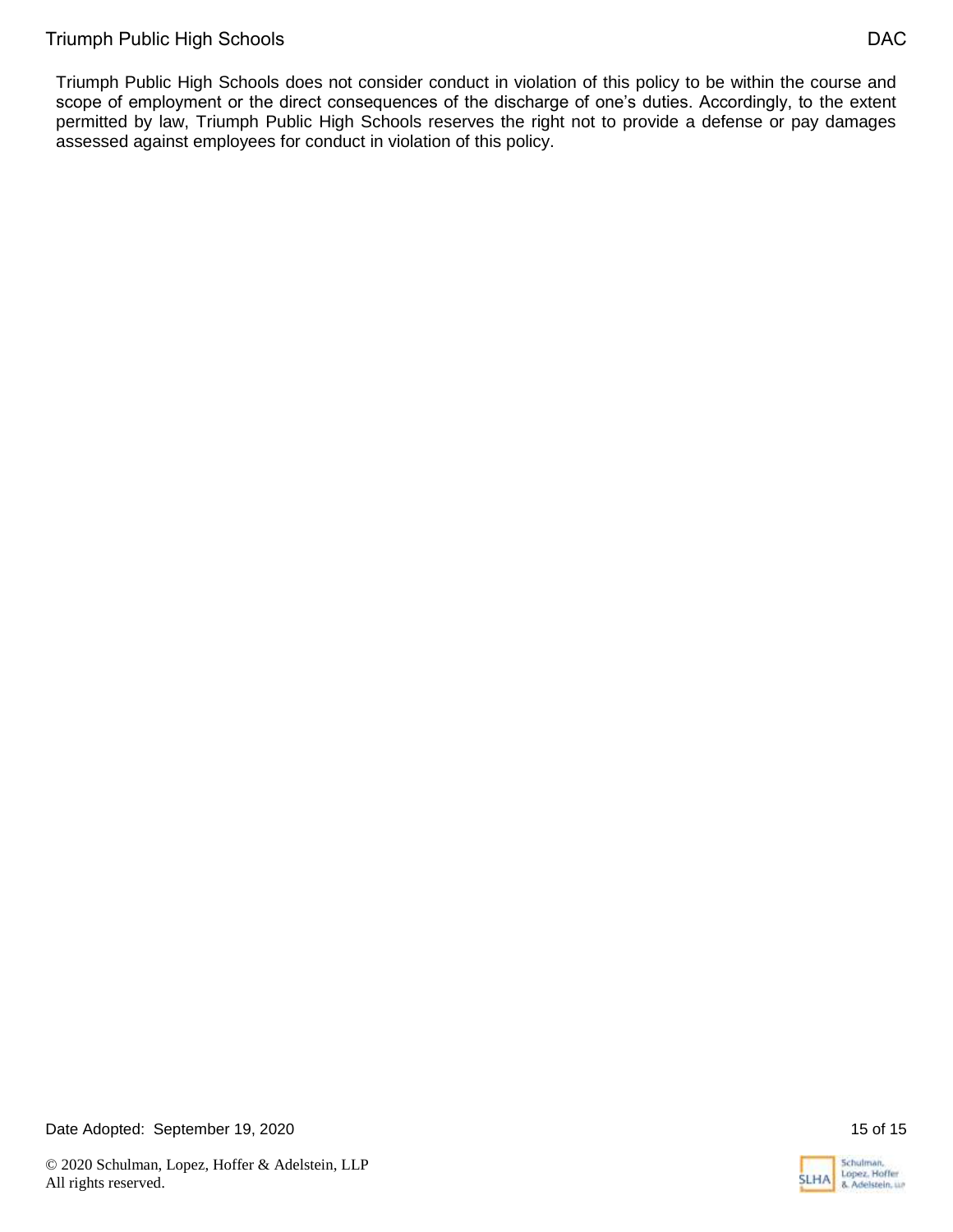Triumph Public High Schools does not consider conduct in violation of this policy to be within the course and scope of employment or the direct consequences of the discharge of one's duties. Accordingly, to the extent permitted by law, Triumph Public High Schools reserves the right not to provide a defense or pay damages assessed against employees for conduct in violation of this policy.